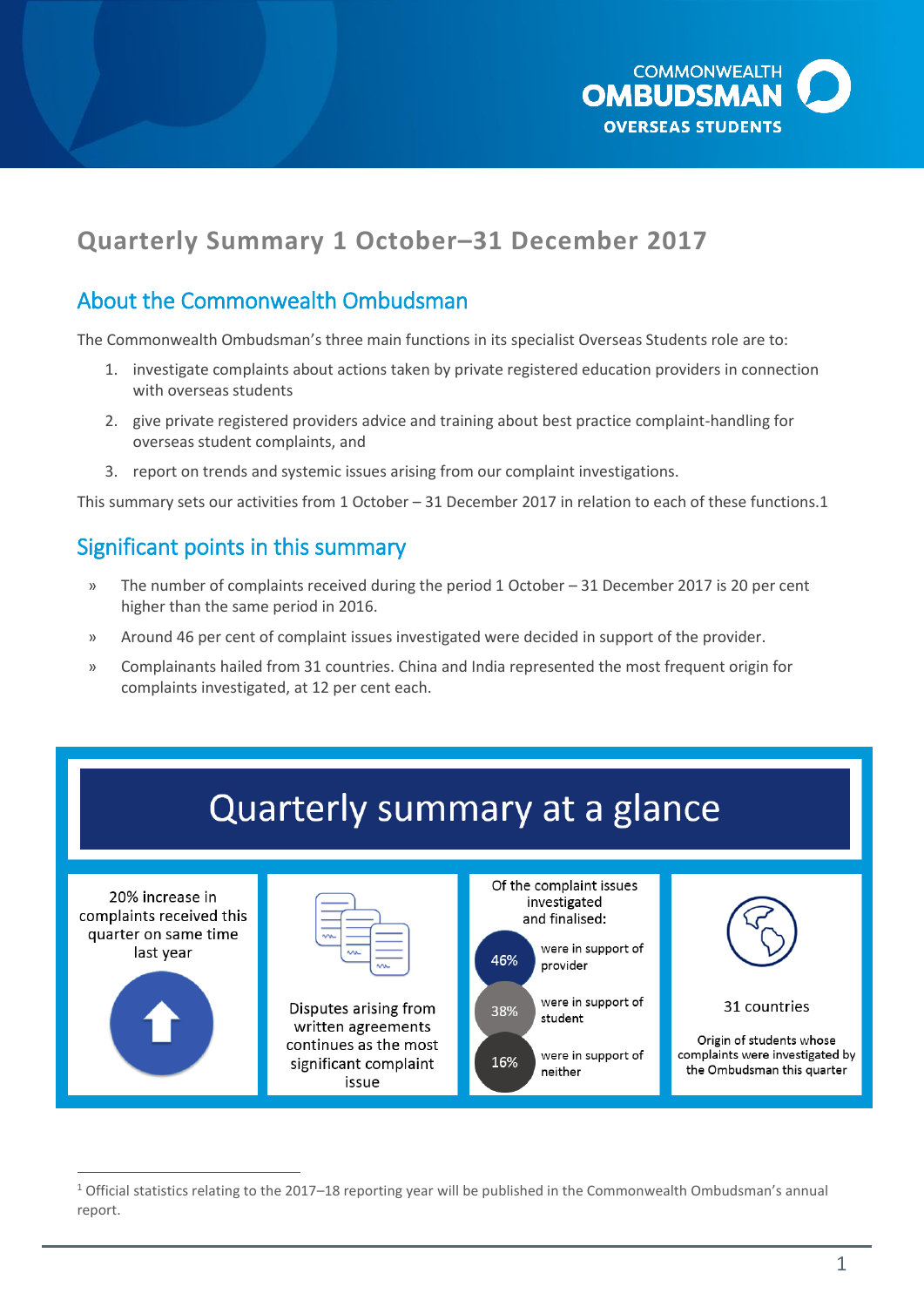COMMONWEALTH OMBUDSMAN OVERSEAS STUDENTS

# Quarterly Summary 1 October–31 December 2017

## About the Commonwealth Ombudsman

The Commonwealth Ombudsman's three main functions in its specialist Overseas Students role are to:

1. investigate complaints about actions taken by private registered education providers in connection with overseas students
2. give private registered providers advice and training about best practice complaint-handling for overseas student complaints, and
3. report on trends and systemic issues arising from our complaint investigations.

This summary sets our activities from 1 October – 31 December 2017 in relation to each of these functions.[1]

## Significant points in this summary

- The number of complaints received during the period 1 October – 31 December 2017 is 20 per cent higher than the same period in 2016.
- Around 46 per cent of complaint issues investigated were decided in support of the provider.
- Complainants hailed from 31 countries. China and India represented the most frequent origin for complaints investigated, at 12 per cent each.

## Quarterly summary at a glance

20% increase in complaints received this quarter on same time last year

Disputes arising from written agreements continues as the most significant complaint issue

Of the complaint issues investigated and finalised:

- 46% were in support of provider
- 38% were in support of student
- 16% were in support of neither

31 countries

Origin of students whose complaints were investigated by the Ombudsman this quarter

[1] Official statistics relating to the 2017–18 reporting year will be published in the Commonwealth Ombudsman's annual report.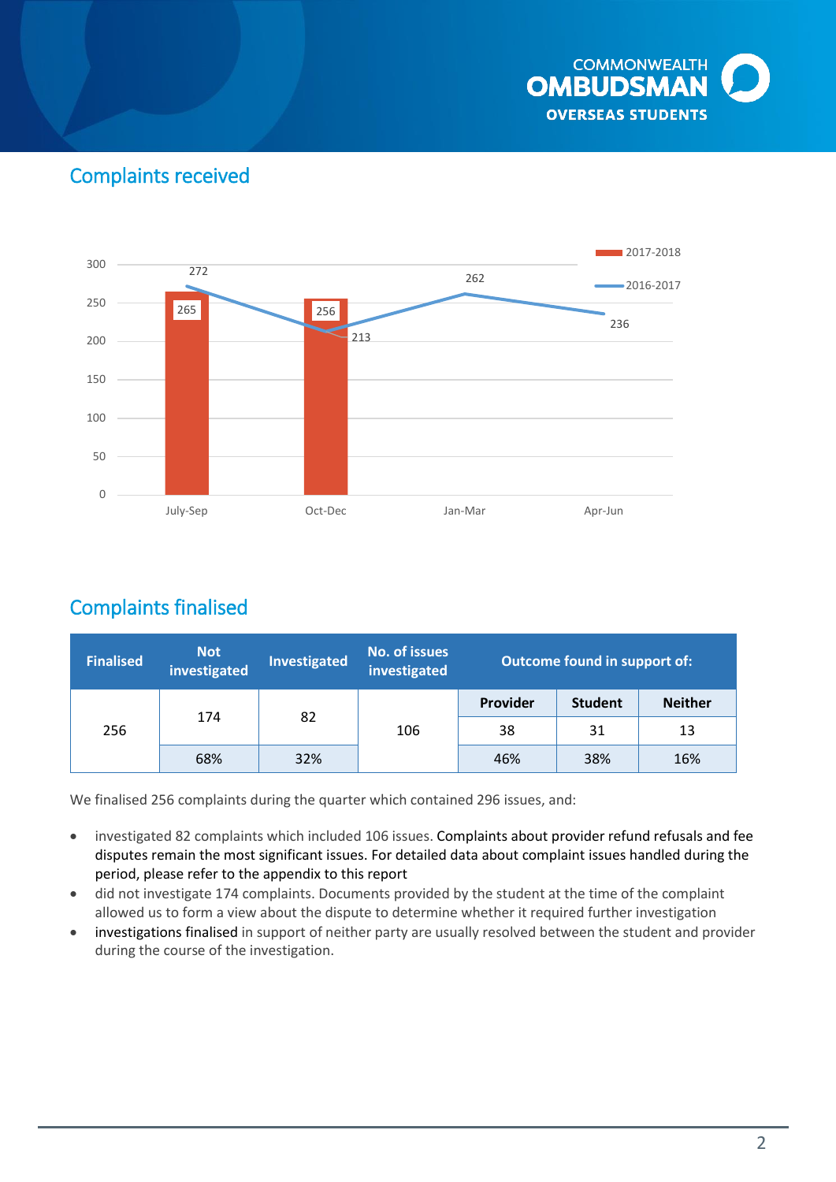## Complaints received

| | July-Sep | Oct-Dec | Jan-Mar | Apr-Jun |
|---|---|---|---|---|
| 2017-2018 | 265 | 256 | | |
| 2016-2017 | 272 | 213 | 262 | 236 |

## Complaints finalised

| Finalised | Not investigated | Investigated | No. of issues investigated | Outcome found in support of: | | |
|---|---|---|---|---|---|---|
| | | | | Provider | Student | Neither |
| 256 | 174 | 82 | 106 | 38 | 31 | 13 |
| | 68% | 32% | | 46% | 38% | 16% |

We finalised 256 complaints during the quarter which contained 296 issues, and:

- investigated 82 complaints which included 106 issues. Complaints about provider refund refusals and fee disputes remain the most significant issues. For detailed data about complaint issues handled during the period, please refer to the appendix to this report
- did not investigate 174 complaints. Documents provided by the student at the time of the complaint allowed us to form a view about the dispute to determine whether it required further investigation
- investigations finalised in support of neither party are usually resolved between the student and provider during the course of the investigation.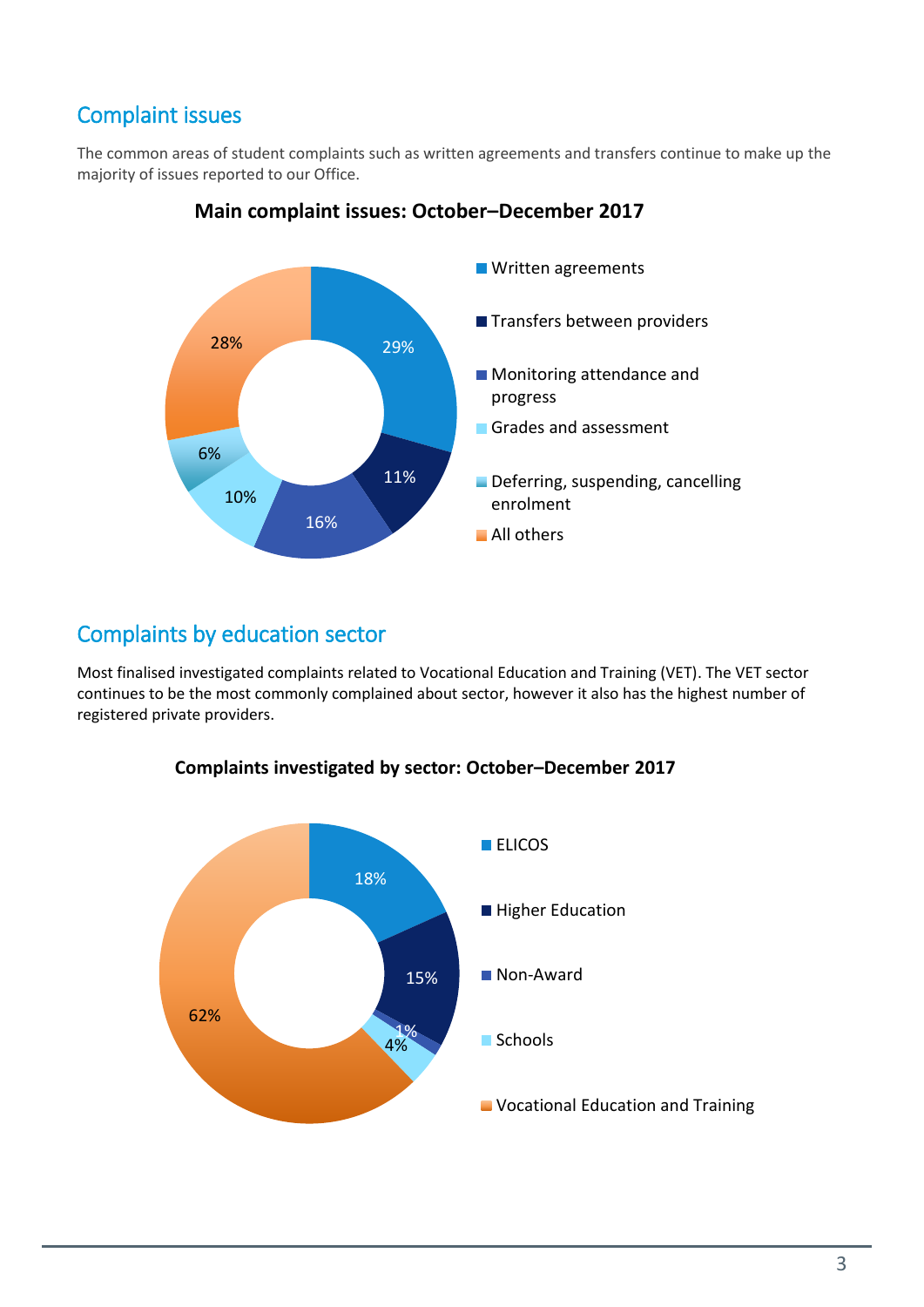## Complaint issues

The common areas of student complaints such as written agreements and transfers continue to make up the majority of issues reported to our Office.

**Main complaint issues: October–December 2017**

| Issue | Percentage |
|---|---|
| Written agreements | 29% |
| Transfers between providers | 11% |
| Monitoring attendance and progress | 16% |
| Grades and assessment | 10% |
| Deferring, suspending, cancelling enrolment | 6% |
| All others | 28% |

## Complaints by education sector

Most finalised investigated complaints related to Vocational Education and Training (VET). The VET sector continues to be the most commonly complained about sector, however it also has the highest number of registered private providers.

**Complaints investigated by sector: October–December 2017**

| Sector | Percentage |
|---|---|
| ELICOS | 18% |
| Higher Education | 15% |
| Non-Award | 1% |
| Schools | 4% |
| Vocational Education and Training | 62% |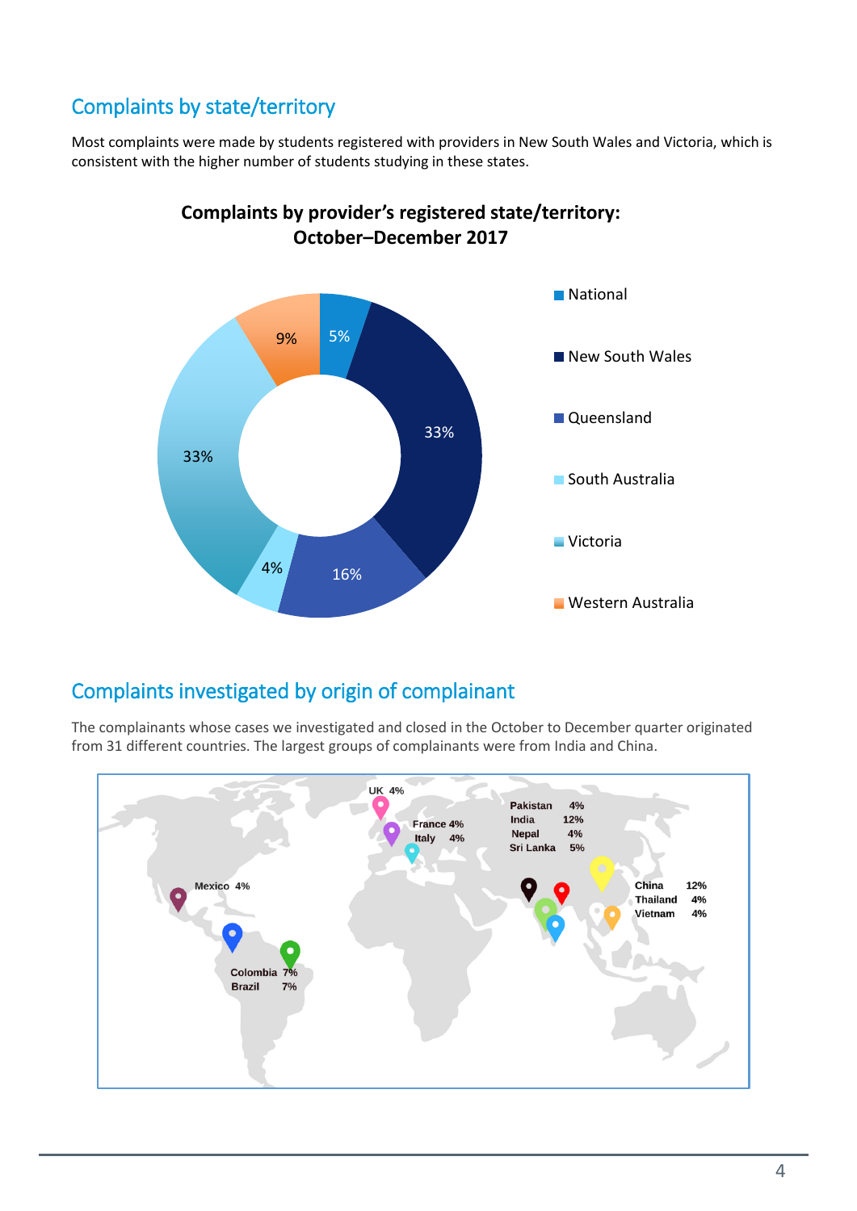## Complaints by state/territory

Most complaints were made by students registered with providers in New South Wales and Victoria, which is consistent with the higher number of students studying in these states.

**Complaints by provider's registered state/territory: October–December 2017**

| State/territory | Percentage |
| --- | --- |
| National | 5% |
| New South Wales | 33% |
| Queensland | 16% |
| South Australia | 4% |
| Victoria | 33% |
| Western Australia | 9% |

## Complaints investigated by origin of complainant

The complainants whose cases we investigated and closed in the October to December quarter originated from 31 different countries. The largest groups of complainants were from India and China.

| Country | Percentage |
| --- | --- |
| UK | 4% |
| France | 4% |
| Italy | 4% |
| Pakistan | 4% |
| India | 12% |
| Nepal | 4% |
| Sri Lanka | 5% |
| Mexico | 4% |
| China | 12% |
| Thailand | 4% |
| Vietnam | 4% |
| Colombia | 7% |
| Brazil | 7% |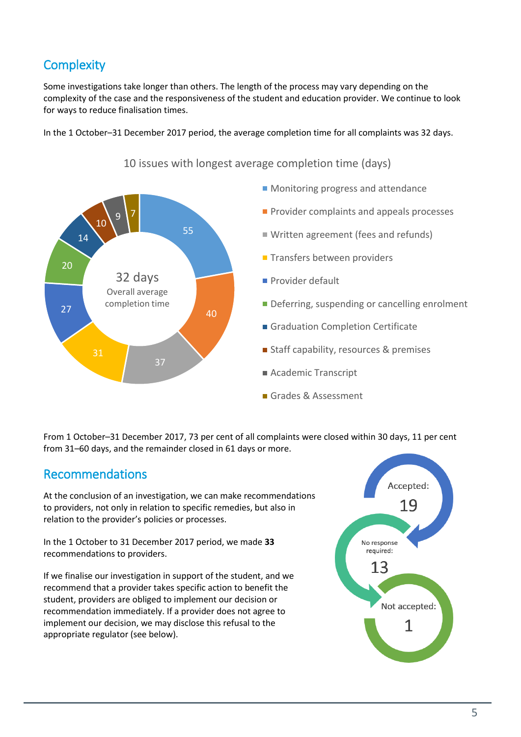## Complexity

Some investigations take longer than others. The length of the process may vary depending on the complexity of the case and the responsiveness of the student and education provider. We continue to look for ways to reduce finalisation times.

In the 1 October–31 December 2017 period, the average completion time for all complaints was 32 days.

10 issues with longest average completion time (days)

| Issue | Average completion time (days) |
| --- | --- |
| Monitoring progress and attendance | 55 |
| Provider complaints and appeals processes | 40 |
| Written agreement (fees and refunds) | 37 |
| Transfers between providers | 31 |
| Provider default | 27 |
| Deferring, suspending or cancelling enrolment | 20 |
| Graduation Completion Certificate | 14 |
| Staff capability, resources & premises | 10 |
| Academic Transcript | 9 |
| Grades & Assessment | 7 |

32 days Overall average completion time

From 1 October–31 December 2017, 73 per cent of all complaints were closed within 30 days, 11 per cent from 31–60 days, and the remainder closed in 61 days or more.

## Recommendations

At the conclusion of an investigation, we can make recommendations to providers, not only in relation to specific remedies, but also in relation to the provider's policies or processes.

In the 1 October to 31 December 2017 period, we made **33** recommendations to providers.

If we finalise our investigation in support of the student, and we recommend that a provider takes specific action to benefit the student, providers are obliged to implement our decision or recommendation immediately. If a provider does not agree to implement our decision, we may disclose this refusal to the appropriate regulator (see below).

Accepted: 19

No response required: 13

Not accepted: 1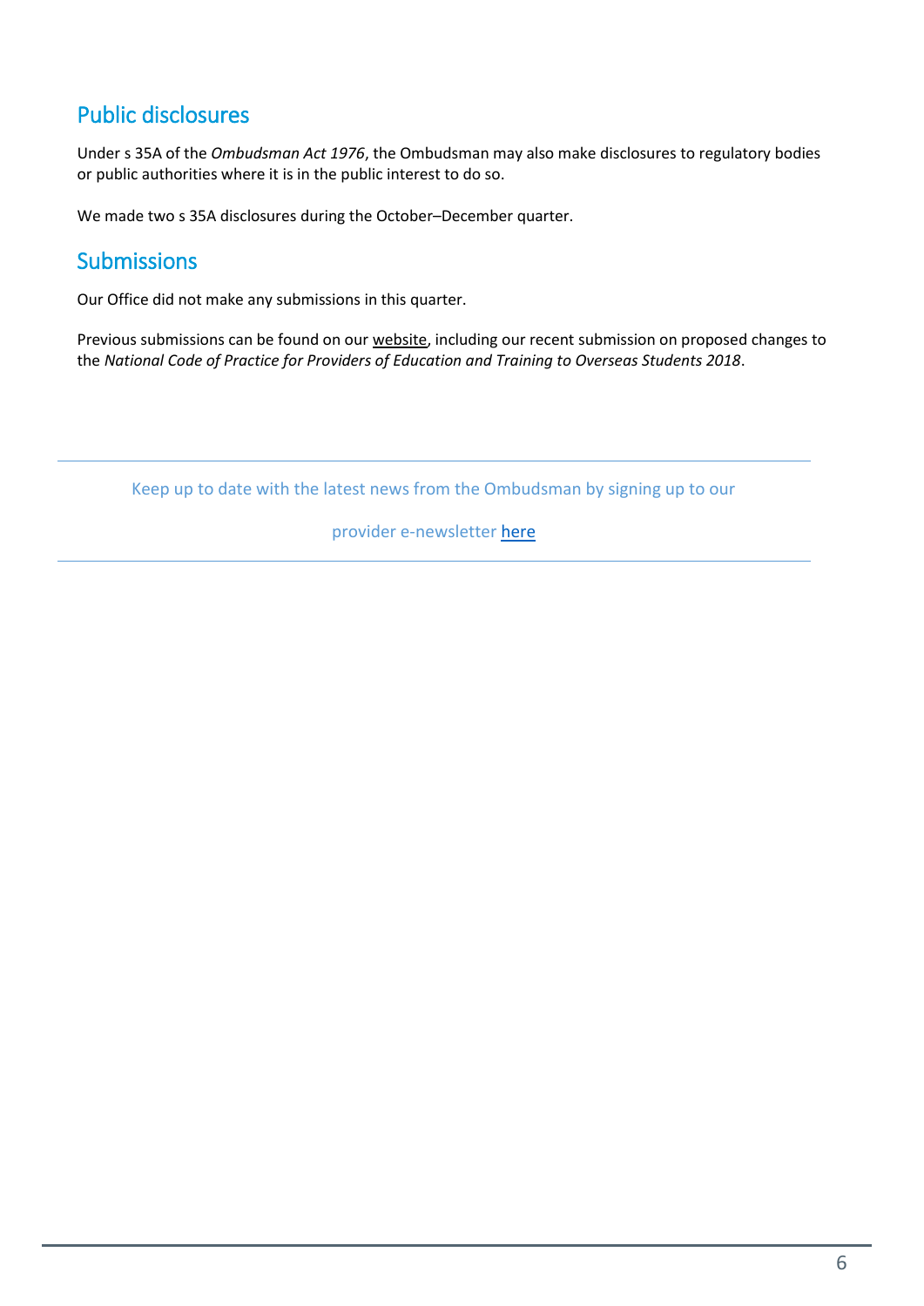## Public disclosures

Under s 35A of the *Ombudsman Act 1976*, the Ombudsman may also make disclosures to regulatory bodies or public authorities where it is in the public interest to do so.

We made two s 35A disclosures during the October–December quarter.

## Submissions

Our Office did not make any submissions in this quarter.

Previous submissions can be found on our website, including our recent submission on proposed changes to the *National Code of Practice for Providers of Education and Training to Overseas Students 2018*.

---

Keep up to date with the latest news from the Ombudsman by signing up to our

provider e-newsletter here

---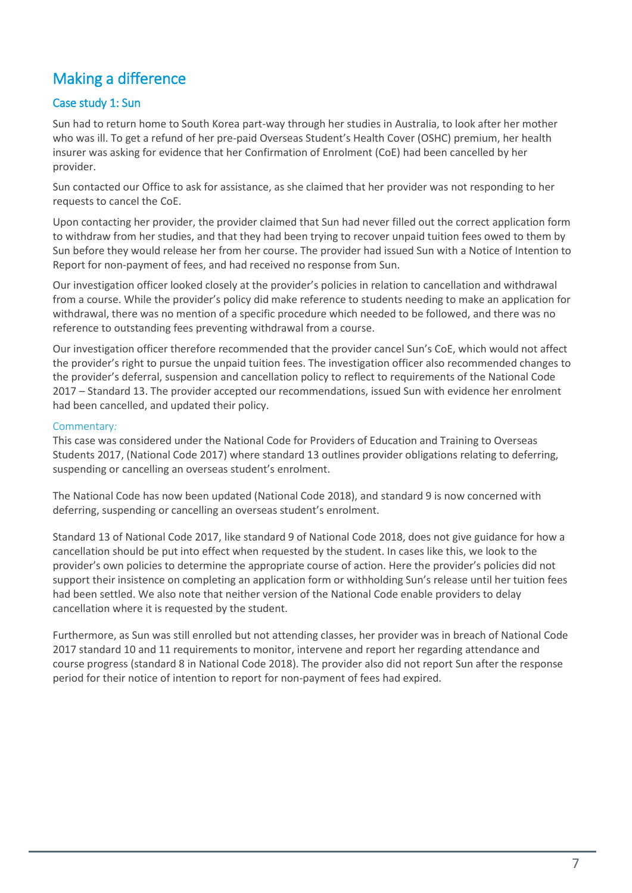## Making a difference

### Case study 1: Sun

Sun had to return home to South Korea part-way through her studies in Australia, to look after her mother who was ill. To get a refund of her pre-paid Overseas Student's Health Cover (OSHC) premium, her health insurer was asking for evidence that her Confirmation of Enrolment (CoE) had been cancelled by her provider.

Sun contacted our Office to ask for assistance, as she claimed that her provider was not responding to her requests to cancel the CoE.

Upon contacting her provider, the provider claimed that Sun had never filled out the correct application form to withdraw from her studies, and that they had been trying to recover unpaid tuition fees owed to them by Sun before they would release her from her course. The provider had issued Sun with a Notice of Intention to Report for non-payment of fees, and had received no response from Sun.

Our investigation officer looked closely at the provider's policies in relation to cancellation and withdrawal from a course. While the provider's policy did make reference to students needing to make an application for withdrawal, there was no mention of a specific procedure which needed to be followed, and there was no reference to outstanding fees preventing withdrawal from a course.

Our investigation officer therefore recommended that the provider cancel Sun's CoE, which would not affect the provider's right to pursue the unpaid tuition fees. The investigation officer also recommended changes to the provider's deferral, suspension and cancellation policy to reflect to requirements of the National Code 2017 – Standard 13. The provider accepted our recommendations, issued Sun with evidence her enrolment had been cancelled, and updated their policy.

#### Commentary:

This case was considered under the National Code for Providers of Education and Training to Overseas Students 2017, (National Code 2017) where standard 13 outlines provider obligations relating to deferring, suspending or cancelling an overseas student's enrolment.

The National Code has now been updated (National Code 2018), and standard 9 is now concerned with deferring, suspending or cancelling an overseas student's enrolment.

Standard 13 of National Code 2017, like standard 9 of National Code 2018, does not give guidance for how a cancellation should be put into effect when requested by the student. In cases like this, we look to the provider's own policies to determine the appropriate course of action. Here the provider's policies did not support their insistence on completing an application form or withholding Sun's release until her tuition fees had been settled. We also note that neither version of the National Code enable providers to delay cancellation where it is requested by the student.

Furthermore, as Sun was still enrolled but not attending classes, her provider was in breach of National Code 2017 standard 10 and 11 requirements to monitor, intervene and report her regarding attendance and course progress (standard 8 in National Code 2018). The provider also did not report Sun after the response period for their notice of intention to report for non-payment of fees had expired.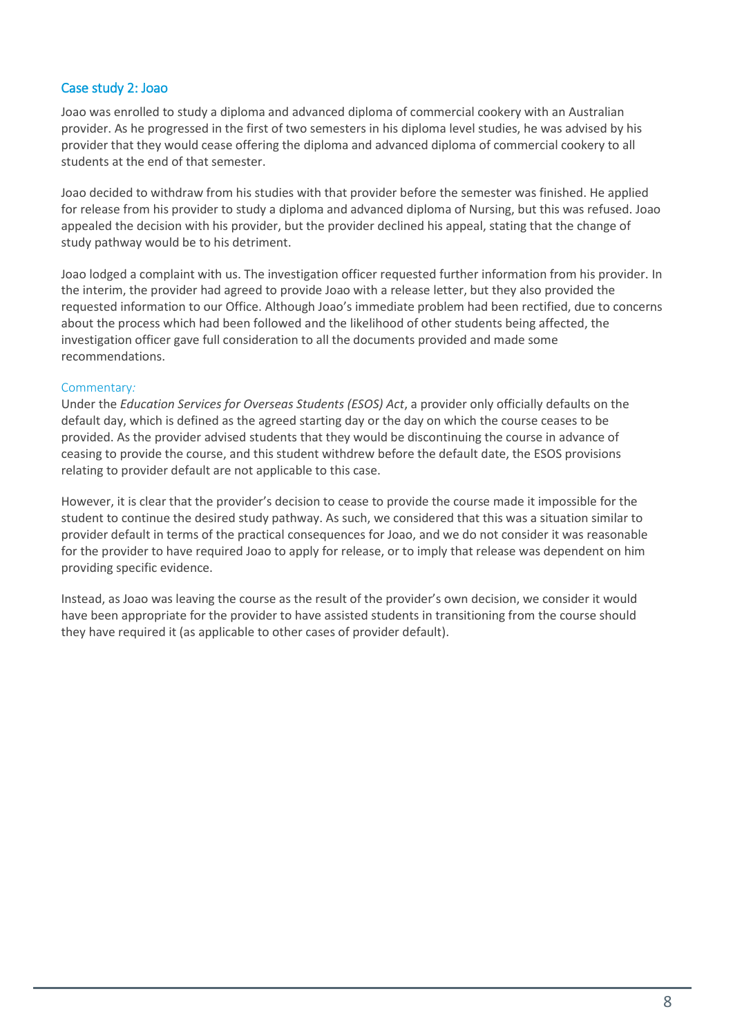## Case study 2: Joao

Joao was enrolled to study a diploma and advanced diploma of commercial cookery with an Australian provider. As he progressed in the first of two semesters in his diploma level studies, he was advised by his provider that they would cease offering the diploma and advanced diploma of commercial cookery to all students at the end of that semester.

Joao decided to withdraw from his studies with that provider before the semester was finished. He applied for release from his provider to study a diploma and advanced diploma of Nursing, but this was refused. Joao appealed the decision with his provider, but the provider declined his appeal, stating that the change of study pathway would be to his detriment.

Joao lodged a complaint with us. The investigation officer requested further information from his provider. In the interim, the provider had agreed to provide Joao with a release letter, but they also provided the requested information to our Office. Although Joao's immediate problem had been rectified, due to concerns about the process which had been followed and the likelihood of other students being affected, the investigation officer gave full consideration to all the documents provided and made some recommendations.

### Commentary:

Under the *Education Services for Overseas Students (ESOS) Act*, a provider only officially defaults on the default day, which is defined as the agreed starting day or the day on which the course ceases to be provided. As the provider advised students that they would be discontinuing the course in advance of ceasing to provide the course, and this student withdrew before the default date, the ESOS provisions relating to provider default are not applicable to this case.

However, it is clear that the provider's decision to cease to provide the course made it impossible for the student to continue the desired study pathway. As such, we considered that this was a situation similar to provider default in terms of the practical consequences for Joao, and we do not consider it was reasonable for the provider to have required Joao to apply for release, or to imply that release was dependent on him providing specific evidence.

Instead, as Joao was leaving the course as the result of the provider's own decision, we consider it would have been appropriate for the provider to have assisted students in transitioning from the course should they have required it (as applicable to other cases of provider default).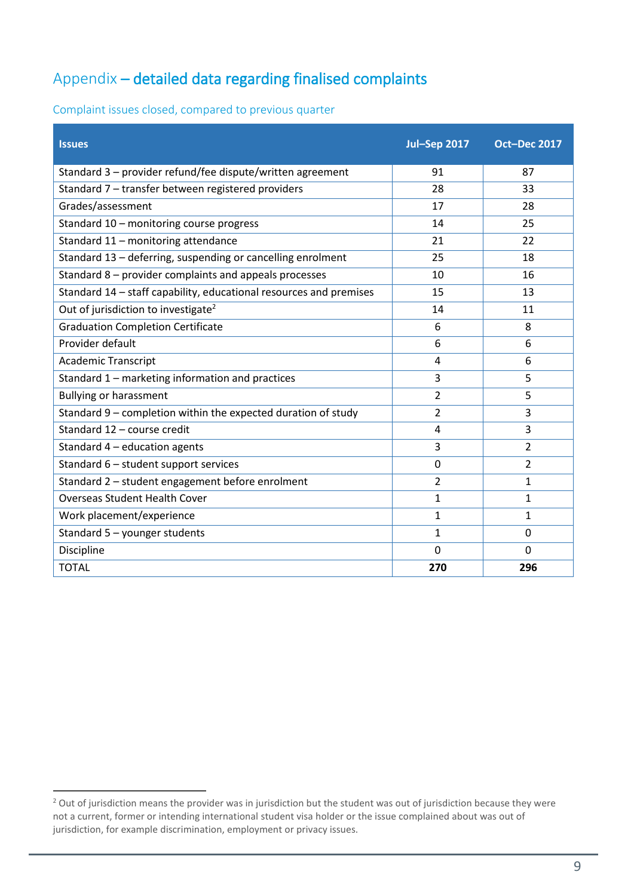## Appendix – detailed data regarding finalised complaints

### Complaint issues closed, compared to previous quarter

| Issues | Jul–Sep 2017 | Oct–Dec 2017 |
|---|---|---|
| Standard 3 – provider refund/fee dispute/written agreement | 91 | 87 |
| Standard 7 – transfer between registered providers | 28 | 33 |
| Grades/assessment | 17 | 28 |
| Standard 10 – monitoring course progress | 14 | 25 |
| Standard 11 – monitoring attendance | 21 | 22 |
| Standard 13 – deferring, suspending or cancelling enrolment | 25 | 18 |
| Standard 8 – provider complaints and appeals processes | 10 | 16 |
| Standard 14 – staff capability, educational resources and premises | 15 | 13 |
| Out of jurisdiction to investigate[2] | 14 | 11 |
| Graduation Completion Certificate | 6 | 8 |
| Provider default | 6 | 6 |
| Academic Transcript | 4 | 6 |
| Standard 1 – marketing information and practices | 3 | 5 |
| Bullying or harassment | 2 | 5 |
| Standard 9 – completion within the expected duration of study | 2 | 3 |
| Standard 12 – course credit | 4 | 3 |
| Standard 4 – education agents | 3 | 2 |
| Standard 6 – student support services | 0 | 2 |
| Standard 2 – student engagement before enrolment | 2 | 1 |
| Overseas Student Health Cover | 1 | 1 |
| Work placement/experience | 1 | 1 |
| Standard 5 – younger students | 1 | 0 |
| Discipline | 0 | 0 |
| TOTAL | **270** | **296** |

[2] Out of jurisdiction means the provider was in jurisdiction but the student was out of jurisdiction because they were not a current, former or intending international student visa holder or the issue complained about was out of jurisdiction, for example discrimination, employment or privacy issues.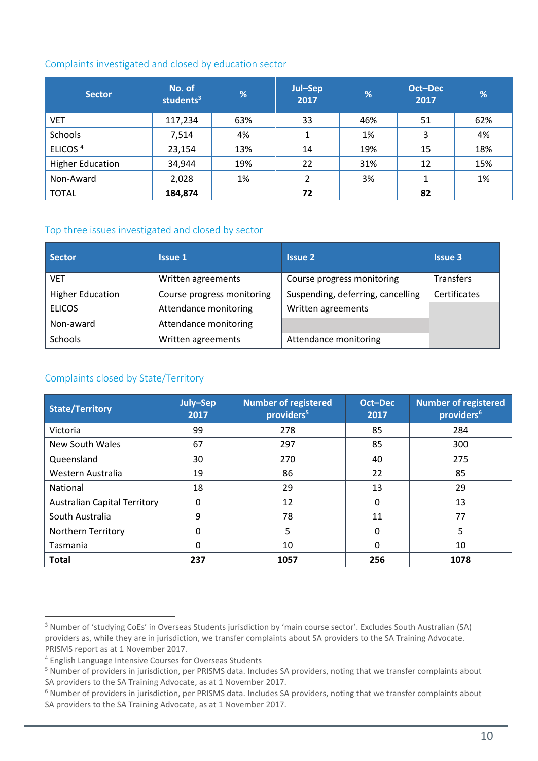## Complaints investigated and closed by education sector

| Sector | No. of students[3] | % | Jul–Sep 2017 | % | Oct–Dec 2017 | % |
|---|---|---|---|---|---|---|
| VET | 117,234 | 63% | 33 | 46% | 51 | 62% |
| Schools | 7,514 | 4% | 1 | 1% | 3 | 4% |
| ELICOS [4] | 23,154 | 13% | 14 | 19% | 15 | 18% |
| Higher Education | 34,944 | 19% | 22 | 31% | 12 | 15% |
| Non-Award | 2,028 | 1% | 2 | 3% | 1 | 1% |
| TOTAL | **184,874** | | **72** | | **82** | |

## Top three issues investigated and closed by sector

| Sector | Issue 1 | Issue 2 | Issue 3 |
|---|---|---|---|
| VET | Written agreements | Course progress monitoring | Transfers |
| Higher Education | Course progress monitoring | Suspending, deferring, cancelling | Certificates |
| ELICOS | Attendance monitoring | Written agreements | |
| Non-award | Attendance monitoring | | |
| Schools | Written agreements | Attendance monitoring | |

## Complaints closed by State/Territory

| State/Territory | July–Sep 2017 | Number of registered providers[5] | Oct–Dec 2017 | Number of registered providers[6] |
|---|---|---|---|---|
| Victoria | 99 | 278 | 85 | 284 |
| New South Wales | 67 | 297 | 85 | 300 |
| Queensland | 30 | 270 | 40 | 275 |
| Western Australia | 19 | 86 | 22 | 85 |
| National | 18 | 29 | 13 | 29 |
| Australian Capital Territory | 0 | 12 | 0 | 13 |
| South Australia | 9 | 78 | 11 | 77 |
| Northern Territory | 0 | 5 | 0 | 5 |
| Tasmania | 0 | 10 | 0 | 10 |
| **Total** | **237** | **1057** | **256** | **1078** |

---

[3] Number of 'studying CoEs' in Overseas Students jurisdiction by 'main course sector'. Excludes South Australian (SA) providers as, while they are in jurisdiction, we transfer complaints about SA providers to the SA Training Advocate. PRISMS report as at 1 November 2017.

[4] English Language Intensive Courses for Overseas Students

[5] Number of providers in jurisdiction, per PRISMS data. Includes SA providers, noting that we transfer complaints about SA providers to the SA Training Advocate, as at 1 November 2017.

[6] Number of providers in jurisdiction, per PRISMS data. Includes SA providers, noting that we transfer complaints about SA providers to the SA Training Advocate, as at 1 November 2017.